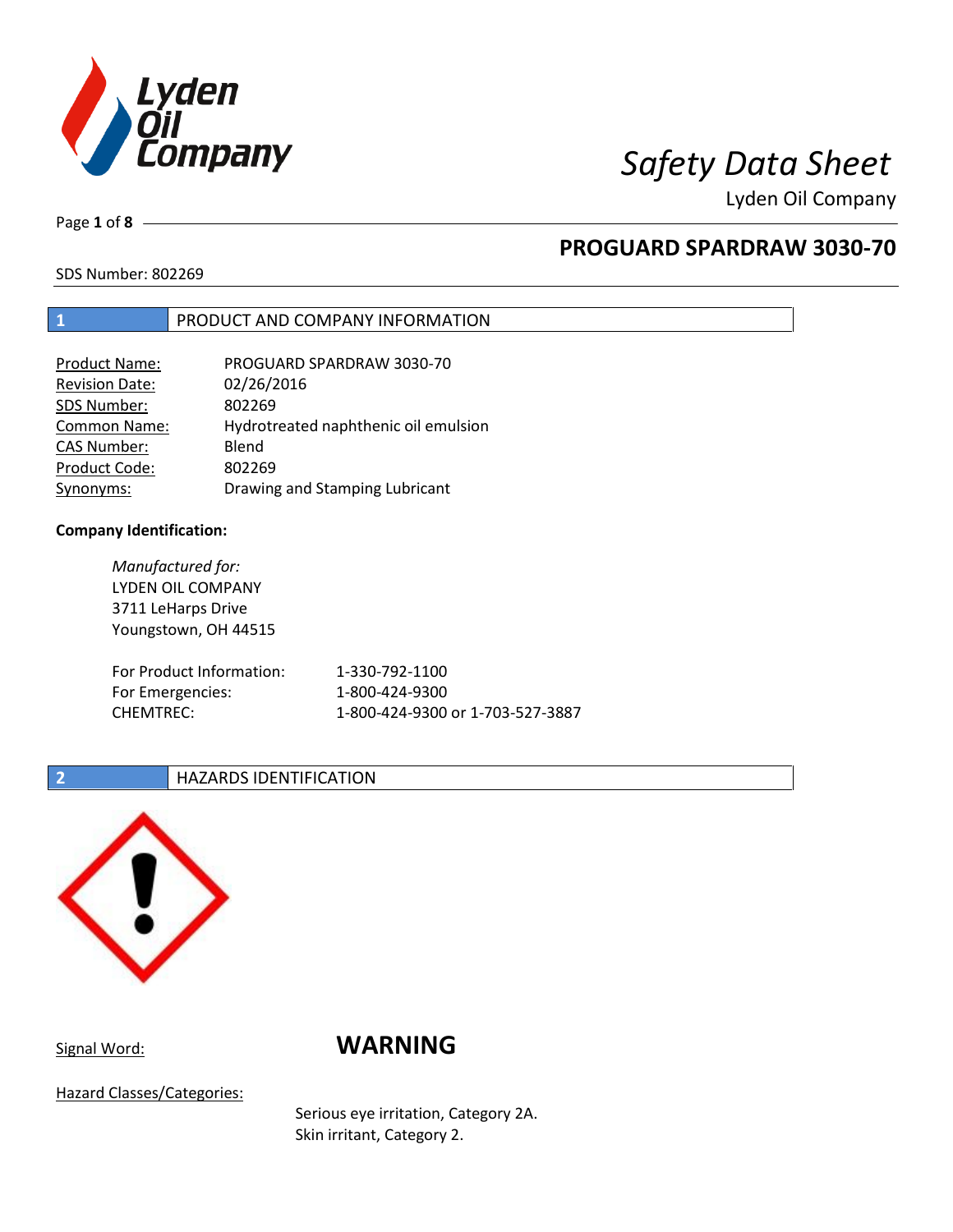# Safety Data Sheet

Lyden Oil Company

## PROGUARD SPARDRAW 3030-70

SDS Number: 802269

## 1 PRODUCT AND COMPANY INFORMATION

| | |
|---|---|
| Product Name: | PROGUARD SPARDRAW 3030-70 |
| Revision Date: | 02/26/2016 |
| SDS Number: | 802269 |
| Common Name: | Hydrotreated naphthenic oil emulsion |
| CAS Number: | Blend |
| Product Code: | 802269 |
| Synonyms: | Drawing and Stamping Lubricant |

**Company Identification:**

*Manufactured for:*
LYDEN OIL COMPANY
3711 LeHarps Drive
Youngstown, OH 44515

| | |
|---|---|
| For Product Information: | 1-330-792-1100 |
| For Emergencies: | 1-800-424-9300 |
| CHEMTREC: | 1-800-424-9300 or 1-703-527-3887 |

## 2 HAZARDS IDENTIFICATION

Signal Word: **WARNING**

Hazard Classes/Categories:

Serious eye irritation, Category 2A.
Skin irritant, Category 2.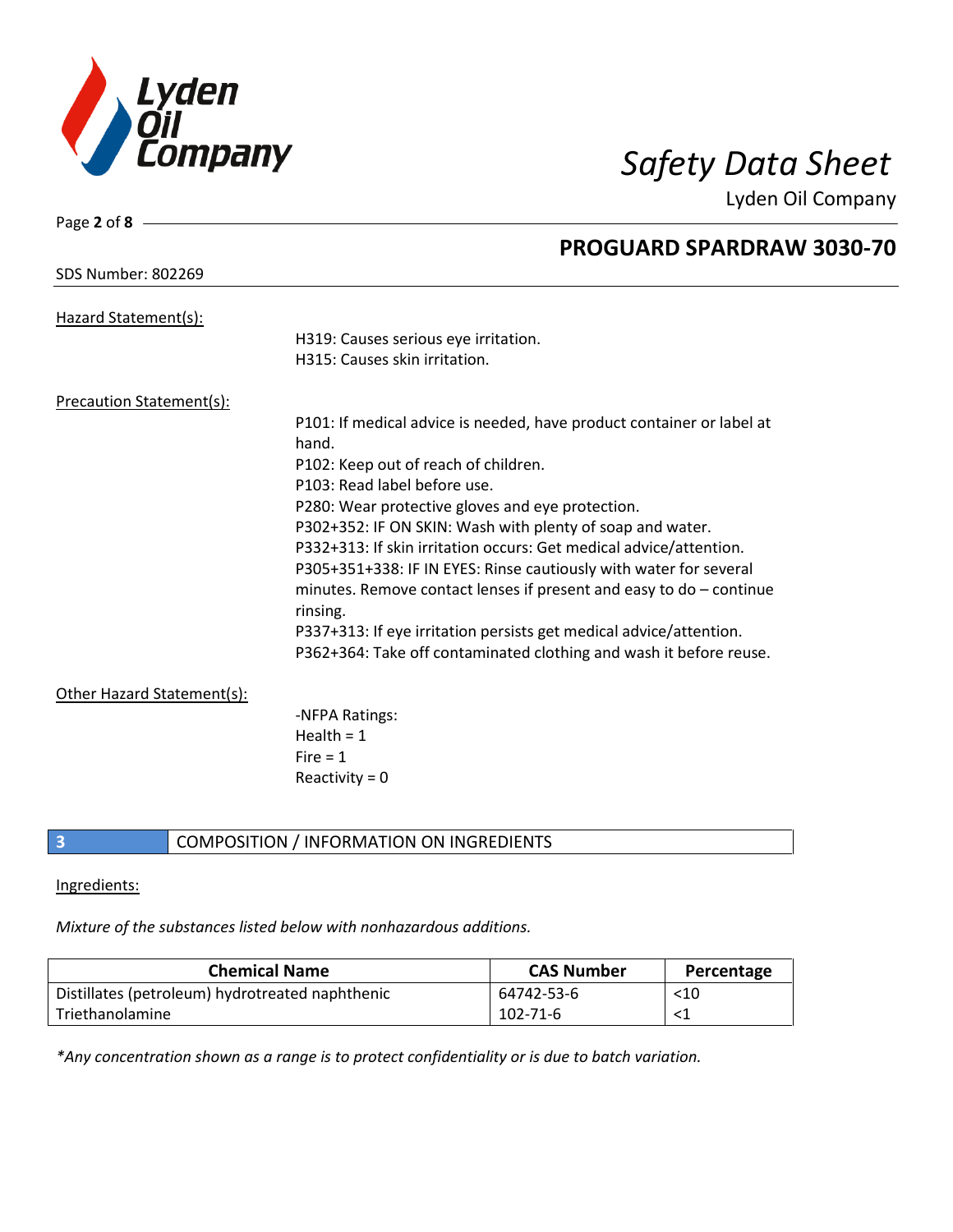Hazard Statement(s):

H319: Causes serious eye irritation.
H315: Causes skin irritation.

Precaution Statement(s):

P101: If medical advice is needed, have product container or label at hand.
P102: Keep out of reach of children.
P103: Read label before use.
P280: Wear protective gloves and eye protection.
P302+352: IF ON SKIN: Wash with plenty of soap and water.
P332+313: If skin irritation occurs: Get medical advice/attention.
P305+351+338: IF IN EYES: Rinse cautiously with water for several minutes. Remove contact lenses if present and easy to do – continue rinsing.
P337+313: If eye irritation persists get medical advice/attention.
P362+364: Take off contaminated clothing and wash it before reuse.

Other Hazard Statement(s):

-NFPA Ratings:
Health = 1
Fire = 1
Reactivity = 0

## 3 COMPOSITION / INFORMATION ON INGREDIENTS

Ingredients:

*Mixture of the substances listed below with nonhazardous additions.*

| Chemical Name | CAS Number | Percentage |
| --- | --- | --- |
| Distillates (petroleum) hydrotreated naphthenic | 64742-53-6 | <10 |
| Triethanolamine | 102-71-6 | <1 |

*\*Any concentration shown as a range is to protect confidentiality or is due to batch variation.*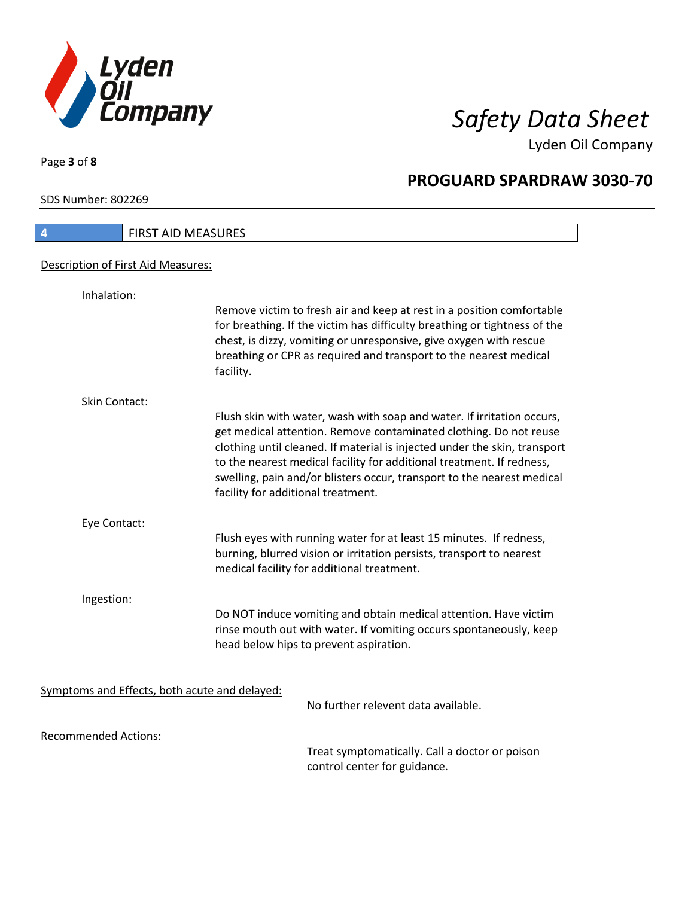## PROGUARD SPARDRAW 3030-70

SDS Number: 802269

## 4 FIRST AID MEASURES

### Description of First Aid Measures:

**Inhalation:**

Remove victim to fresh air and keep at rest in a position comfortable for breathing. If the victim has difficulty breathing or tightness of the chest, is dizzy, vomiting or unresponsive, give oxygen with rescue breathing or CPR as required and transport to the nearest medical facility.

**Skin Contact:**

Flush skin with water, wash with soap and water. If irritation occurs, get medical attention. Remove contaminated clothing. Do not reuse clothing until cleaned. If material is injected under the skin, transport to the nearest medical facility for additional treatment. If redness, swelling, pain and/or blisters occur, transport to the nearest medical facility for additional treatment.

**Eye Contact:**

Flush eyes with running water for at least 15 minutes. If redness, burning, blurred vision or irritation persists, transport to nearest medical facility for additional treatment.

**Ingestion:**

Do NOT induce vomiting and obtain medical attention. Have victim rinse mouth out with water. If vomiting occurs spontaneously, keep head below hips to prevent aspiration.

### Symptoms and Effects, both acute and delayed:

No further relevent data available.

### Recommended Actions:

Treat symptomatically. Call a doctor or poison control center for guidance.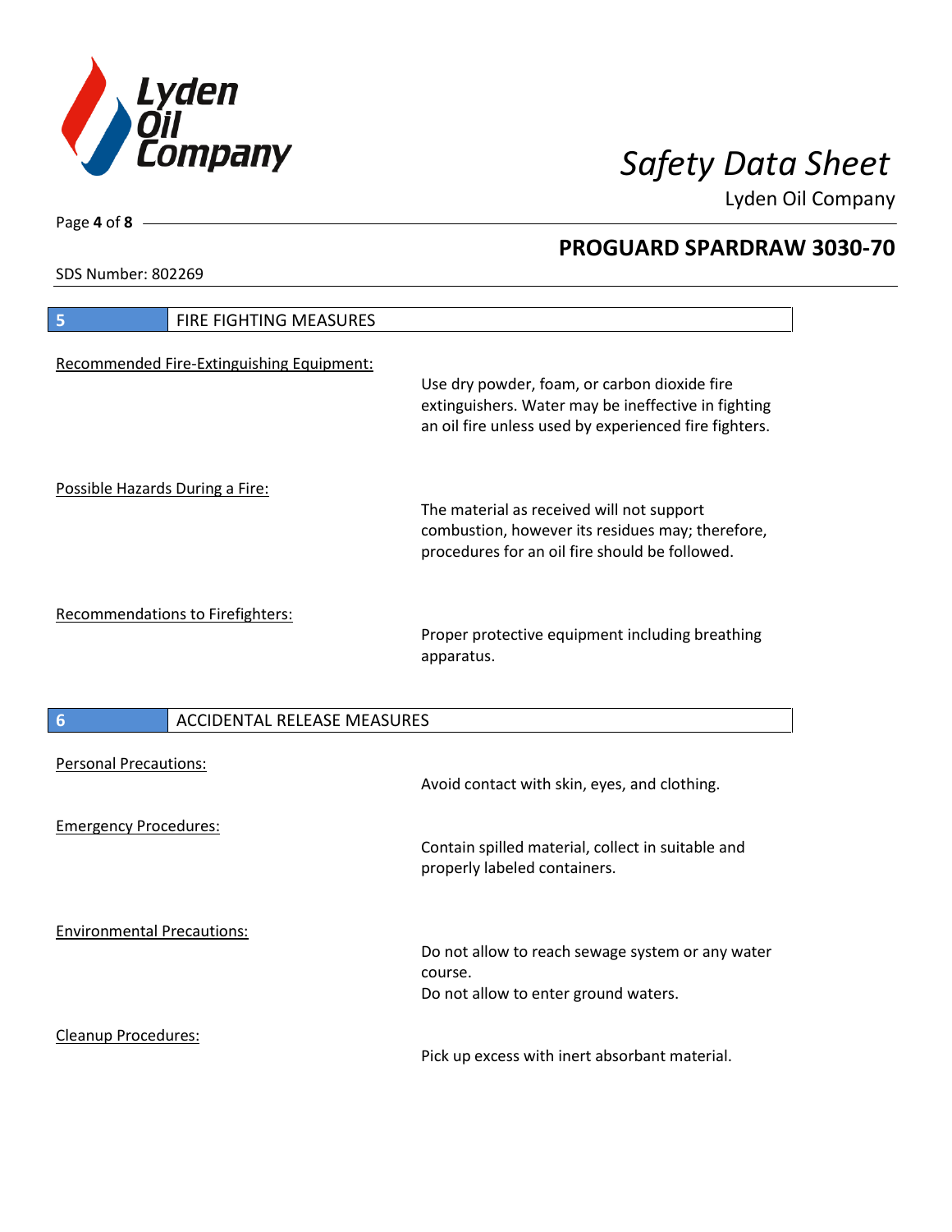## 5 FIRE FIGHTING MEASURES

Recommended Fire-Extinguishing Equipment:

Use dry powder, foam, or carbon dioxide fire extinguishers. Water may be ineffective in fighting an oil fire unless used by experienced fire fighters.

Possible Hazards During a Fire:

The material as received will not support combustion, however its residues may; therefore, procedures for an oil fire should be followed.

Recommendations to Firefighters:

Proper protective equipment including breathing apparatus.

## 6 ACCIDENTAL RELEASE MEASURES

Personal Precautions:

Avoid contact with skin, eyes, and clothing.

Emergency Procedures:

Contain spilled material, collect in suitable and properly labeled containers.

Environmental Precautions:

Do not allow to reach sewage system or any water course.
Do not allow to enter ground waters.

Cleanup Procedures:

Pick up excess with inert absorbant material.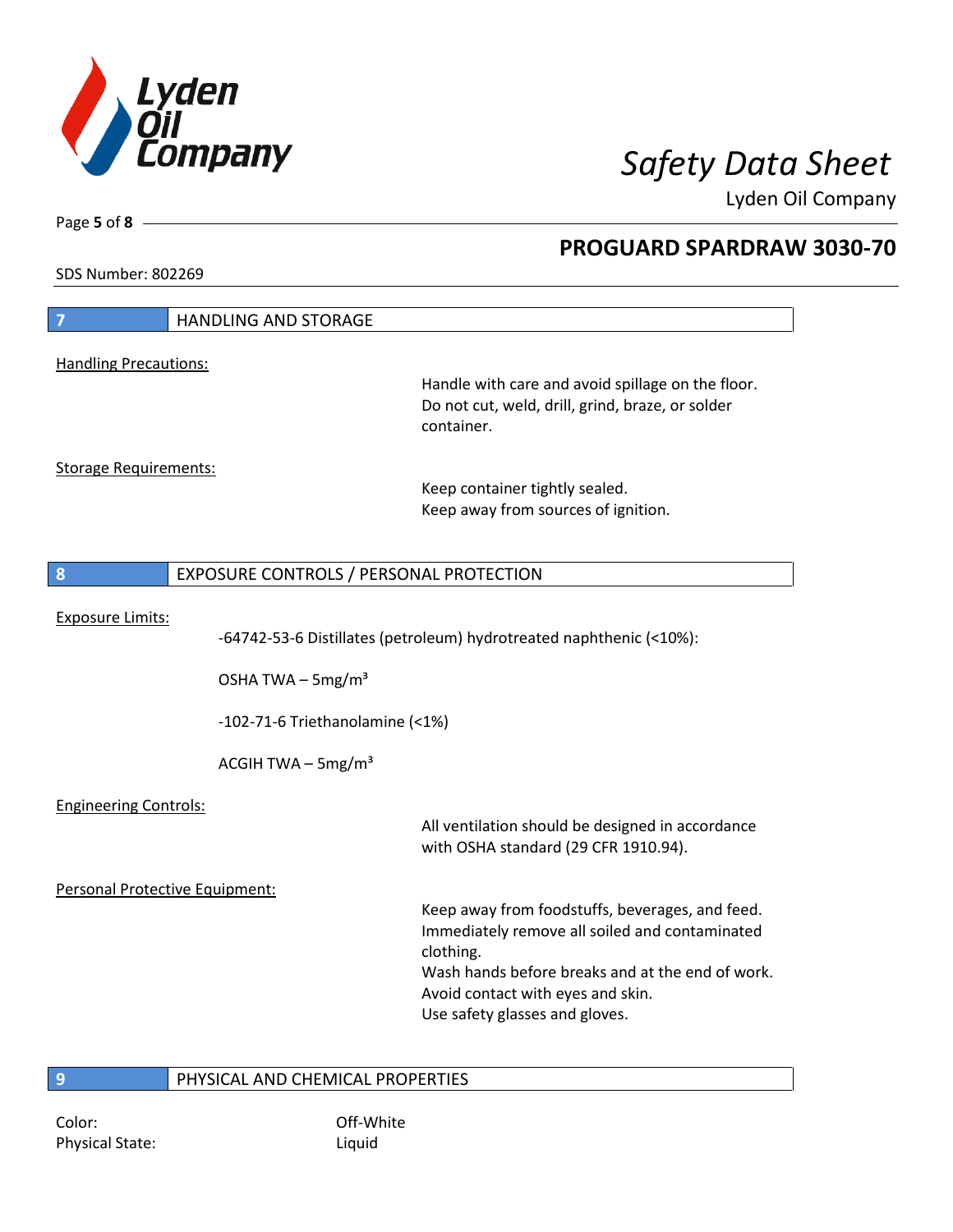## 7 HANDLING AND STORAGE

Handling Precautions:

Handle with care and avoid spillage on the floor.
Do not cut, weld, drill, grind, braze, or solder container.

Storage Requirements:

Keep container tightly sealed.
Keep away from sources of ignition.

## 8 EXPOSURE CONTROLS / PERSONAL PROTECTION

Exposure Limits:

-64742-53-6 Distillates (petroleum) hydrotreated naphthenic (<10%):

OSHA TWA – 5mg/m³

-102-71-6 Triethanolamine (<1%)

ACGIH TWA – 5mg/m³

Engineering Controls:

All ventilation should be designed in accordance with OSHA standard (29 CFR 1910.94).

Personal Protective Equipment:

Keep away from foodstuffs, beverages, and feed.
Immediately remove all soiled and contaminated clothing.
Wash hands before breaks and at the end of work.
Avoid contact with eyes and skin.
Use safety glasses and gloves.

## 9 PHYSICAL AND CHEMICAL PROPERTIES

| | |
|---|---|
| Color: | Off-White |
| Physical State: | Liquid |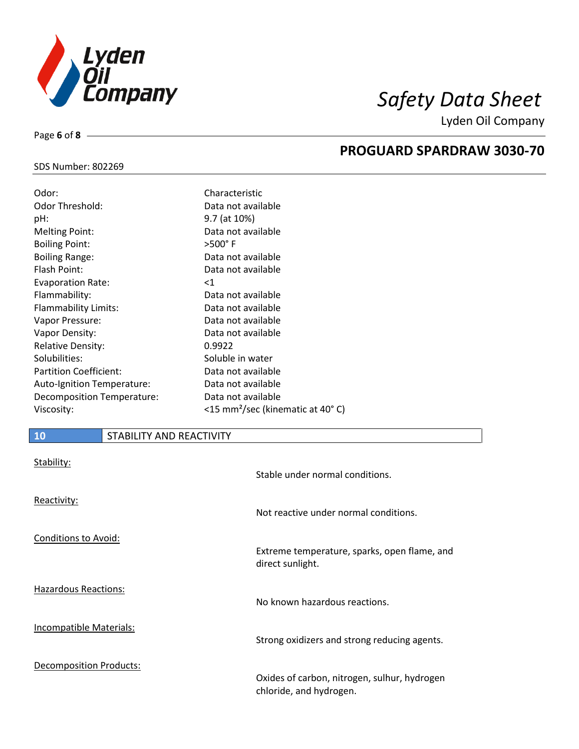| Property | Value |
|---|---|
| Odor: | Characteristic |
| Odor Threshold: | Data not available |
| pH: | 9.7 (at 10%) |
| Melting Point: | Data not available |
| Boiling Point: | >500° F |
| Boiling Range: | Data not available |
| Flash Point: | Data not available |
| Evaporation Rate: | <1 |
| Flammability: | Data not available |
| Flammability Limits: | Data not available |
| Vapor Pressure: | Data not available |
| Vapor Density: | Data not available |
| Relative Density: | 0.9922 |
| Solubilities: | Soluble in water |
| Partition Coefficient: | Data not available |
| Auto-Ignition Temperature: | Data not available |
| Decomposition Temperature: | Data not available |
| Viscosity: | <15 mm²/sec (kinematic at 40° C) |

## 10 STABILITY AND REACTIVITY

**Stability:**
Stable under normal conditions.

**Reactivity:**
Not reactive under normal conditions.

**Conditions to Avoid:**
Extreme temperature, sparks, open flame, and direct sunlight.

**Hazardous Reactions:**
No known hazardous reactions.

**Incompatible Materials:**
Strong oxidizers and strong reducing agents.

**Decomposition Products:**
Oxides of carbon, nitrogen, sulhur, hydrogen chloride, and hydrogen.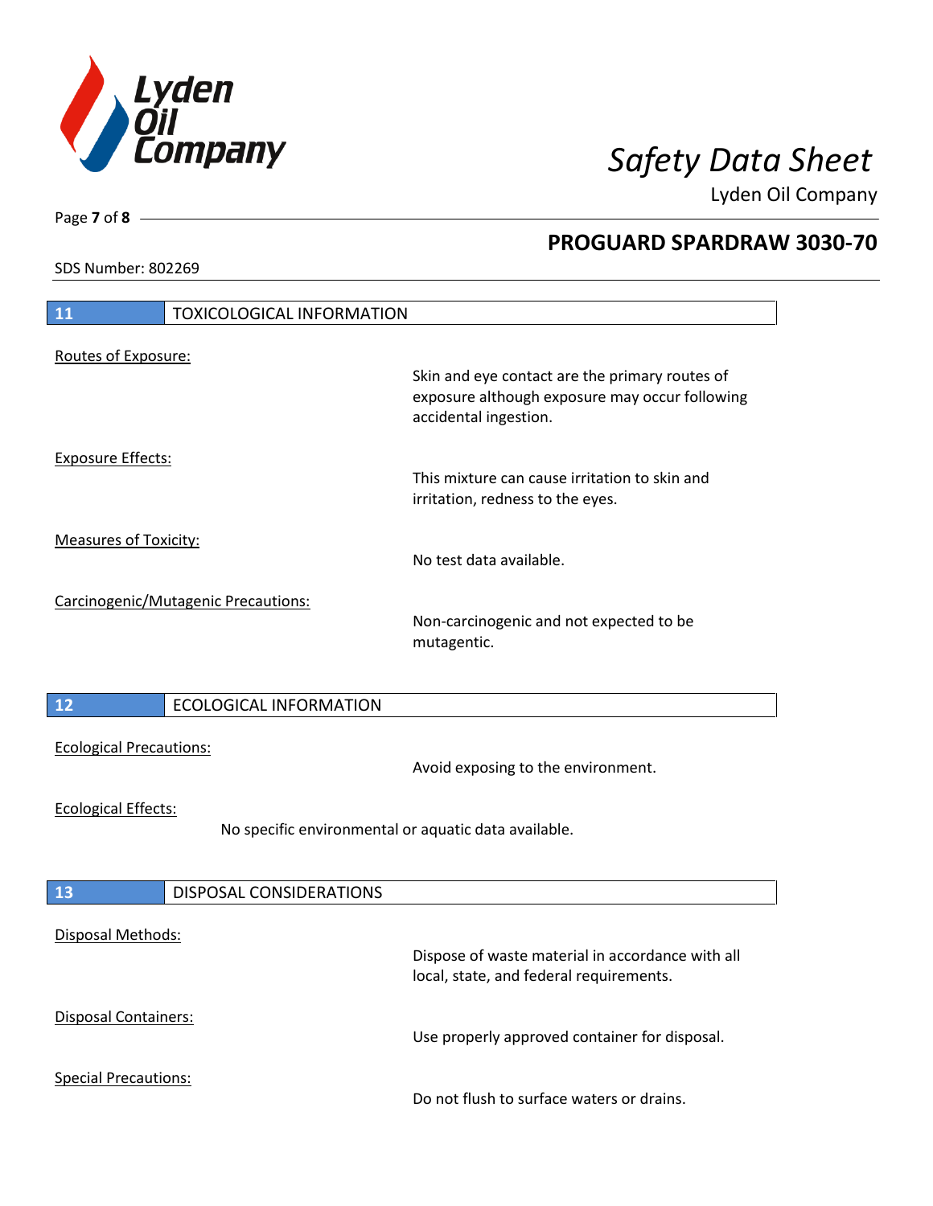SDS Number: 802269

## 11 TOXICOLOGICAL INFORMATION

Routes of Exposure:

Skin and eye contact are the primary routes of exposure although exposure may occur following accidental ingestion.

Exposure Effects:

This mixture can cause irritation to skin and irritation, redness to the eyes.

Measures of Toxicity:

No test data available.

Carcinogenic/Mutagenic Precautions:

Non-carcinogenic and not expected to be mutagentic.

## 12 ECOLOGICAL INFORMATION

Ecological Precautions:

Avoid exposing to the environment.

Ecological Effects:

No specific environmental or aquatic data available.

## 13 DISPOSAL CONSIDERATIONS

Disposal Methods:

Dispose of waste material in accordance with all local, state, and federal requirements.

Disposal Containers:

Use properly approved container for disposal.

Special Precautions:

Do not flush to surface waters or drains.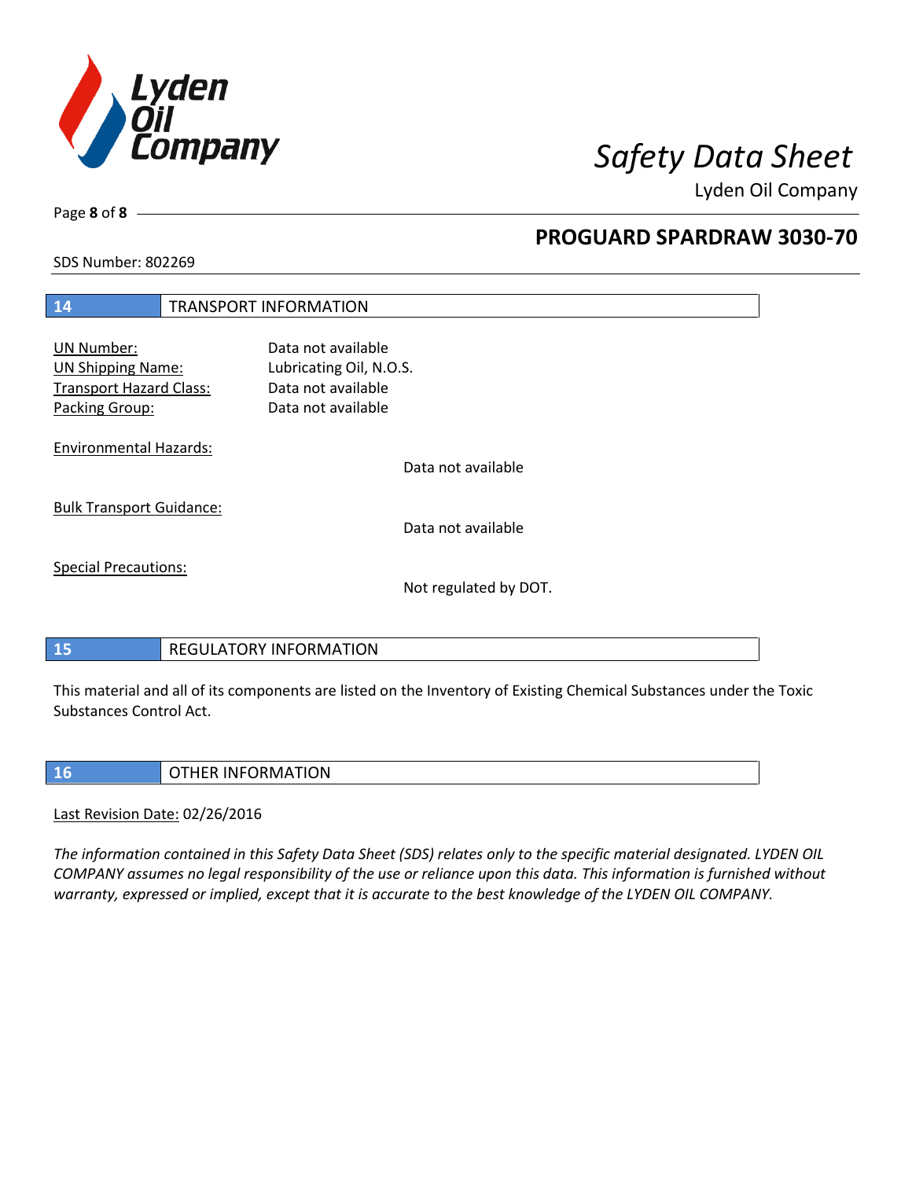## 14 TRANSPORT INFORMATION

| | |
|---|---|
| UN Number: | Data not available |
| UN Shipping Name: | Lubricating Oil, N.O.S. |
| Transport Hazard Class: | Data not available |
| Packing Group: | Data not available |

Environmental Hazards:

Data not available

Bulk Transport Guidance:

Data not available

Special Precautions:

Not regulated by DOT.

## 15 REGULATORY INFORMATION

This material and all of its components are listed on the Inventory of Existing Chemical Substances under the Toxic Substances Control Act.

## 16 OTHER INFORMATION

Last Revision Date: 02/26/2016

*The information contained in this Safety Data Sheet (SDS) relates only to the specific material designated. LYDEN OIL COMPANY assumes no legal responsibility of the use or reliance upon this data. This information is furnished without warranty, expressed or implied, except that it is accurate to the best knowledge of the LYDEN OIL COMPANY.*